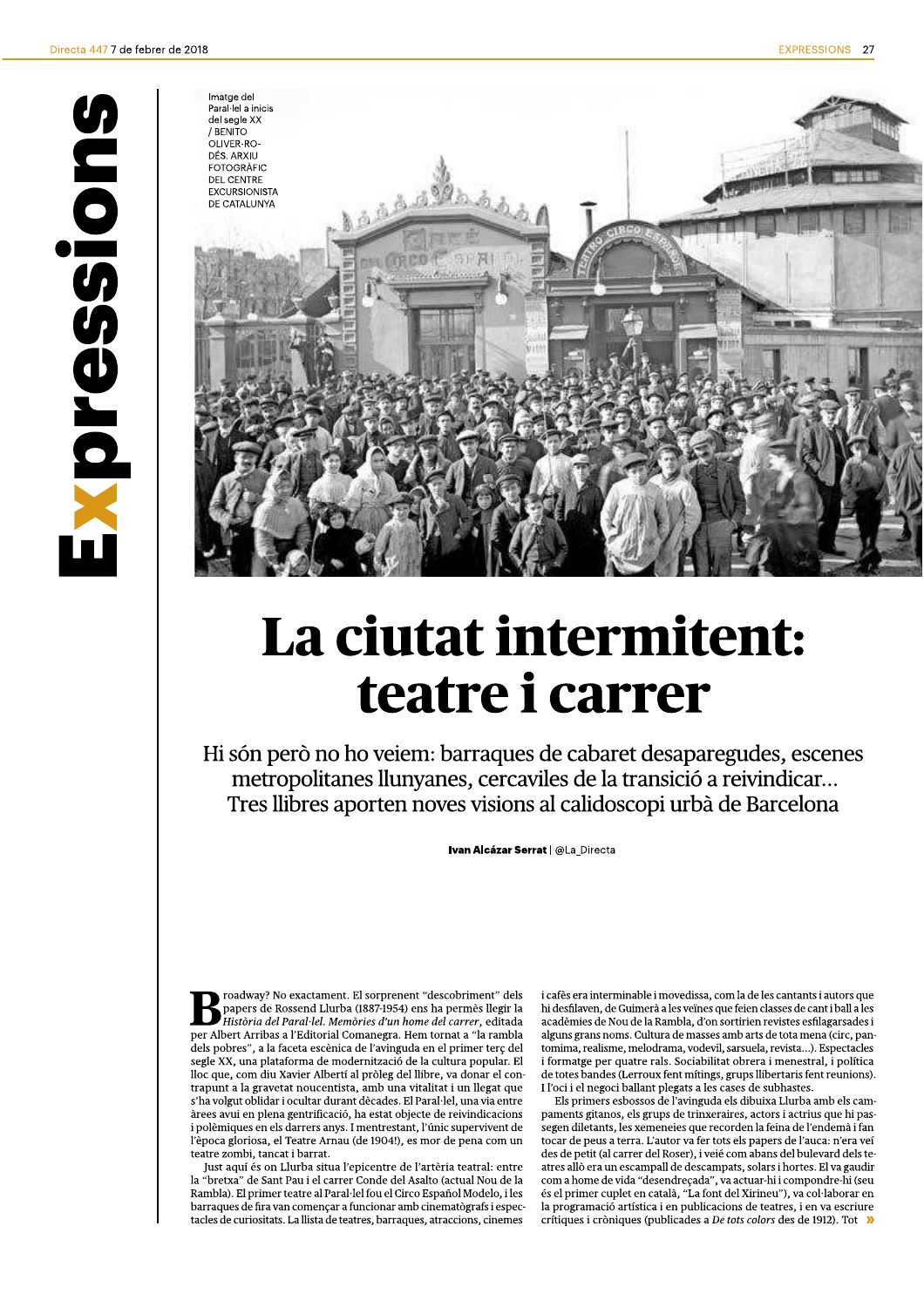Imatge del Paral·lel a inicis del segle XX / BENITO OLIVER-RODÉS. ARXIU FOTOGRÀFIC DEL CENTRE EXCURSIONISTA DE CATALUNYA

# La ciutat intermitent: teatre i carrer

## Hi són però no ho veiem: barraques de cabaret desaparegudes, escenes metropolitanes llunyanes, cercaviles de la transició a reivindicar... Tres llibres aporten noves visions al calidoscopi urbà de Barcelona

**Ivan Alcázar Serrat** | @La_Directa

Broadway? No exactament. El sorprenent "descobriment" dels papers de Rossend Llurba (1887-1954) ens ha permès llegir la *Història del Paral·lel. Memòries d'un home del carrer*, editada per Albert Arribas a l'Editorial Comanegra. Hem tornat a "la rambla dels pobres", a la faceta escènica de l'avinguda en el primer terç del segle XX, una plataforma de modernització de la cultura popular. El lloc que, com diu Xavier Albertí al pròleg del llibre, va donar el contrapunt a la gravetat noucentista, amb una vitalitat i un llegat que s'ha volgut oblidar i ocultar durant dècades. El Paral·lel, amb els entre àrees avui en plena gentrificació, ha estat objecte de reivindicacions i polèmiques en els darrers anys. I mentrestant, l'únic supervivent de l'època gloriosa, el Teatre Arnau (de 1904!), es mor de pena com un teatre zombi, tancat i barrat.

Just aquí és on Llurba situa l'epicentre de l'artèria teatral: entre la "bretxa" de Sant Pau i el carrer Conde del Asalto (actual Nou de la Rambla). El primer teatre al Paral·lel fou el Circo Español Modelo, i les barraques de fira van començar a funcionar amb cinematògrafs i espectacles de curiositats. La llista de teatres, barraques, atraccions, cinemes i cafès era interminable i movedissa, com la de les cantants i autors que hi desfilaven, de Guimerà a les veïnes que feien classes de cant i ball a les acadèmies de Nou de la Rambla, d'on sortirien revistes esfilagarsades i alguns grans noms. Cultura de masses amb arts de tota mena (circ, pantomima, realisme, melodrama, vodevil, sarsuela, revista...). Espectacles i formatge per quatre rals. Sociabilitat obrera i menestral, i política de totes bandes (Lerroux fent mítings, grups llibertaris fent reunions). I l'oci i el negoci ballant plegats a les cases de subhastes.

Els primers esbossos de l'avinguda els dibuixa Llurba amb els campaments gitanos, els grups de trinxeraires, actors i actrius que hi passegen diletants, les xemeneies que recorden la feina de l'endemà i fan tocar de peus a terra. L'autor va fer tots els papers de l'auca: n'era veí des de petit (al carrer del Roser), i veié com abans del bulevard dels teatres allò era un escampall de descampats, solars i hortes. El va gaudir com a home de vida "desendreçada", va actuar-hi i compondre-hi (seu és el primer cuplet en català, "La font del Xirineu"), va col·laborar en la programació artística i en publicacions de teatres, i en va escriure crítiques i cròniques (publicades a *De tots colors* des de 1912). Tot »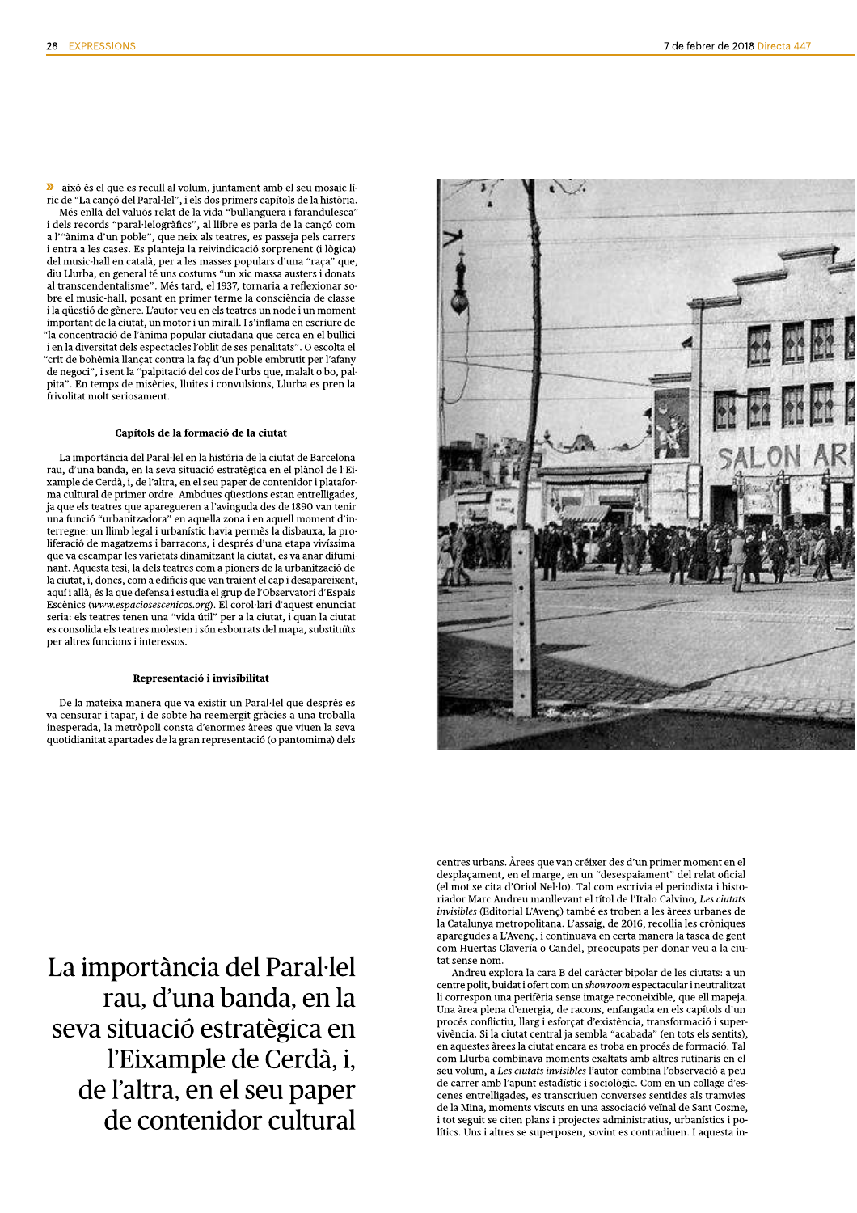» això és el que es recull al volum, juntament amb el seu mosaic líric de "La cançó del Paral·lel", i els dos primers capítols de la història.

Més enllà del valuós relat de la vida "bullanguera i farandulesca" i dels records "paral·lelogràfics", al llibre es parla de la cançó com a l'"ànima d'un poble", que neix als teatres, es passeja pels carrers i entra a les cases. Es planteja la reivindicació sorprenent (i lògica) del music-hall en català, per a les masses populars d'una "raça" que, diu Llurba, en general té uns costums "un xic massa austers i donats al transcendentalisme". Més tard, el 1937, tornaria a reflexionar sobre el music-hall, posant en primer terme la consciència de classe i la qüestió de gènere. L'autor veu en els teatres un node i un moment important de la ciutat, un motor i un mirall. I s'inflama en escriure de "la concentració de l'ànima popular ciutadana que cerca en el bullici i en la diversitat dels espectacles l'oblit de ses penalitats". O escolta el "crit de bohèmia llançat contra la faç d'un poble embrutit per l'afany de negoci", i sent la "palpitació del cos de l'urbs que, malalt o bo, palpita". En temps de misèries, lluites i convulsions, Llurba es pren la frivolitat molt seriosament.

### Capítols de la formació de la ciutat

La importància del Paral·lel en la història de la ciutat de Barcelona rau, d'una banda, en la seva situació estratègica en el plànol de l'Eixample de Cerdà, i, de l'altra, en el seu paper de contenidor i plataforma cultural de primer ordre. Ambdues qüestions estan entrelligades, ja que els teatres que aparegueren a l'avinguda des de 1890 van tenir una funció "urbanitzadora" en aquella zona i en aquell moment d'interregne: un llimb legal i urbanístic havia permès la disbauxa, la proliferació de magatzems i barracons, i després d'una etapa vivíssima que va escampar les varietats dinamitzant la ciutat, es va anar difuminant. Aquesta tesi, la dels teatres com a pioners de la urbanització de la ciutat, i, doncs, com a edificis que van traient el cap i desapareixent, aquí i allà, és la que defensa i estudia el grup de l'Observatori d'Espais Escènics (*www.espaciosescenicos.org*). El corol·lari d'aquest enunciat seria: els teatres tenen una "vida útil" per a la ciutat, i quan la ciutat es consolida els teatres molesten i són esborrats del mapa, substituïts per altres funcions i interessos.

### Representació i invisibilitat

De la mateixa manera que va existir un Paral·lel que després es va censurar i tapar, i de sobte ha reemergit gràcies a una troballa inesperada, la metròpoli consta d'enormes àrees que viuen la seva quotidianitat apartades de la gran representació (o pantomima) dels centres urbans. Àrees que van créixer des d'un primer moment en el desplaçament, en el marge, en un "desespaiament" del relat oficial (el mot se cita d'Oriol Nel·lo). Tal com escrivia el periodista i historiador Marc Andreu manllevant el títol de l'Italo Calvino, *Les ciutats invisibles* (Editorial L'Avenç) també es troben a les àrees urbanes de la Catalunya metropolitana. L'assaig, de 2016, recollia les cròniques aparegudes a L'Avenç, i continuava en certa manera la tasca de gent com Huertas Clavería o Candel, preocupats per donar veu a la ciutat sense nom.

Andreu explora la cara B del caràcter bipolar de les ciutats: a un centre polit, buidat i ofert com un *showroom* espectacular i neutralitzat li correspon una perifèria sense imatge reconeixible, que ell mapeja. Una àrea plena d'energia, de racons, enfangada en els capítols d'un procés conflictiu, llarg i esforçat d'existència, transformació i supervivència. Si la ciutat central ja sembla "acabada" (en tots els sentits), en aquestes àrees la ciutat encara es troba en procés de formació. Tal com Llurba combinava moments exaltats amb altres rutinaris en el seu volum, a *Les ciutats invisibles* l'autor combina l'observació a peu de carrer amb l'apunt estadístic i sociològic. Com en un collage d'escenes entrelligades, es transcriuen converses sentides als tramvies de la Mina, moments viscuts en una associació veïnal de Sant Cosme, i tot seguit se citen plans i projectes administratius, urbanístics i polítics. Uns i altres se superposen, sovint es contradiuen. I aquesta in-

> La importància del Paral·lel rau, d'una banda, en la seva situació estratègica en l'Eixample de Cerdà, i, de l'altra, en el seu paper de contenidor cultural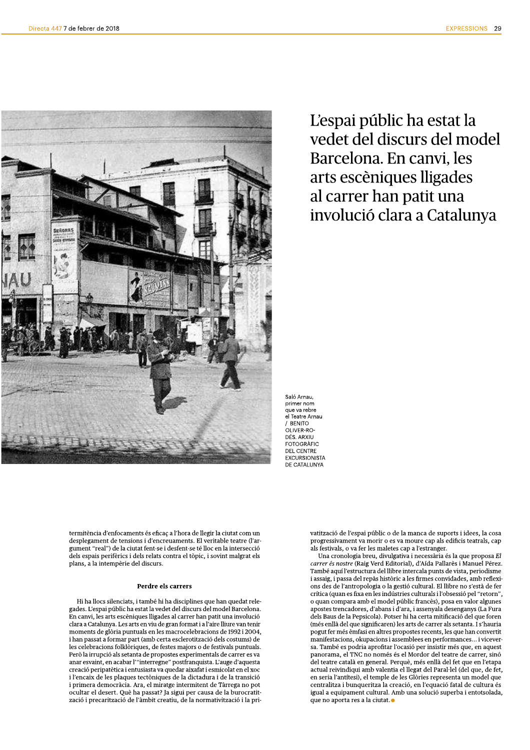L'espai públic ha estat la vedet del discurs del model Barcelona. En canvi, les arts escèniques lligades al carrer han patit una involució clara a Catalunya

Saló Arnau, primer nom que va rebre el Teatre Arnau / BENITO OLIVER-RODÉS. ARXIU FOTOGRÀFIC DEL CENTRE EXCURSIONISTA DE CATALUNYA

termitència d'enfocaments és eficaç a l'hora de llegir la ciutat com un desplegament de tensions i d'encreuaments. El veritable teatre (l'argument "real") de la ciutat fent-se i desfent-se té lloc en la intersecció dels espais perifèrics i dels relats contra el tòpic, i sovint malgrat els plans, a la intempèrie del discurs.

### Perdre els carrers

Hi ha llocs silenciats, i també hi ha disciplines que han quedat relegades. L'espai públic ha estat la vedet del discurs del model Barcelona. En canvi, les arts escèniques lligades al carrer han patit una involució clara a Catalunya. Les arts en viu de gran format i a l'aire lliure van tenir moments de glòria puntuals en les macrocelebracions de 1992 i 2004, i han passat a formar part (amb certa esclerotització dels costums) de les celebracions folklòriques, de festes majors o de festivals puntuals. Però la irrupció als setanta de propostes experimentals de carrer es va anar esvaint, en acabar l'"interregne" postfranquista. L'auge d'aquesta creació peripatètica i entusiasta va quedar aixafat i esmicolat en el xoc i l'encaix de les plaques tectòniques de la dictadura i de la transició i primera democràcia. Ara, el miratge intermitent de Tàrrega no pot ocultar el desert. Què ha passat? Ja sigui per causa de la burocratització i precarització de l'àmbit creatiu, de la normativització i la privatització de l'espai públic o de la manca de suports i idees, la cosa progressivament va morir o es va moure cap als edificis teatrals, cap als festivals, o va fer les maletes cap a l'estranger.

Una cronologia breu, divulgativa i necessària és la que proposa *El carrer és nostre* (Raig Verd Editorial), d'Aída Pallarès i Manuel Pérez. També aquí l'estructura del llibre intercala punts de vista, periodisme i assaig, i passa del repàs històric a les firmes convidades, amb reflexions des de l'antropologia o la gestió cultural. El llibre no s'està de fer crítica (quan es fixa en les indústries culturals i l'obsessió pel "retorn", o quan compara amb el model públic francès), posa en valor algunes apostes trencadores, d'abans i d'ara, i assenyala desenganys (La Fura dels Baus de la Pepsicola). Potser hi ha certa mitificació del que foren (més enllà del que significaren) les arts de carrer als setanta. I s'hauria pogut fer més èmfasi en altres propostes recents, les que han convertit manifestacions, okupacions i assemblees en performances... i viceversa. També es podria aprofitar l'ocasió per insistir més que, en aquest panorama, el TNC no només és el Mordor del teatre de carrer, sinó del teatre català en general. Perquè, més enllà del fet que en l'etapa actual reivindiqui amb valentia el llegat del Paral·lel (del que, de fet, en seria l'antítesi), el temple de les Glòries representa un model que centralitza i bunqueritza la creació, en l'equació fatal de cultura és igual a equipament cultural. Amb una solució superba i entotsolada, que no aporta res a la ciutat.